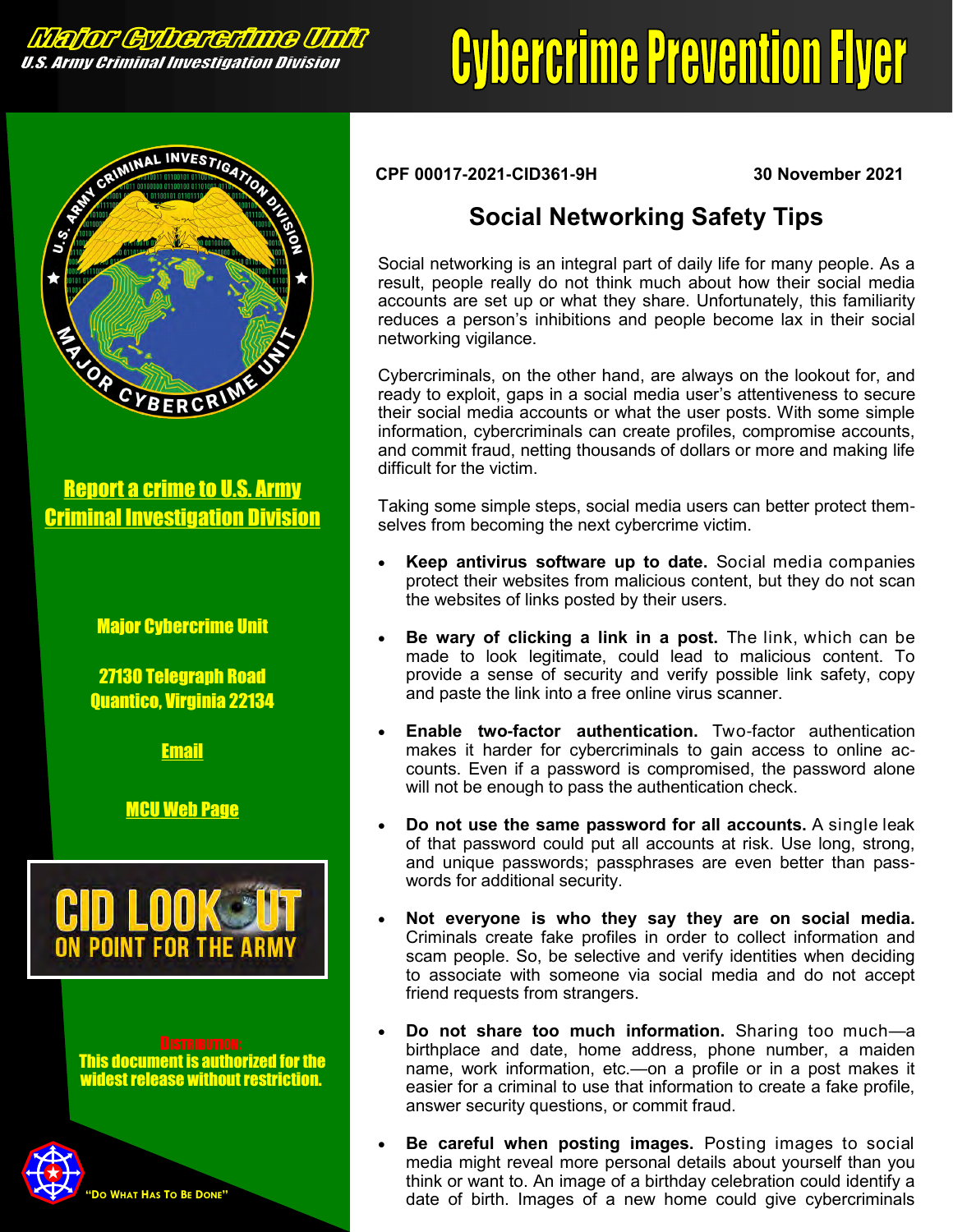**Major Cybercrime Unit**
**U.S. Army Criminal Investigation Division**

# Cybercrime Prevention Flyer

**Report a crime to U.S. Army Criminal Investigation Division**

**Major Cybercrime Unit**

**27130 Telegraph Road**
**Quantico, Virginia 22134**

**Email**

**MCU Web Page**

CID LOOKOUT
ON POINT FOR THE ARMY

DISTRIBUTION:
This document is authorized for the widest release without restriction.

"DO WHAT HAS TO BE DONE"

**CPF 00017-2021-CID361-9H** **30 November 2021**

## Social Networking Safety Tips

Social networking is an integral part of daily life for many people. As a result, people really do not think much about how their social media accounts are set up or what they share. Unfortunately, this familiarity reduces a person's inhibitions and people become lax in their social networking vigilance.

Cybercriminals, on the other hand, are always on the lookout for, and ready to exploit, gaps in a social media user's attentiveness to secure their social media accounts or what the user posts. With some simple information, cybercriminals can create profiles, compromise accounts, and commit fraud, netting thousands of dollars or more and making life difficult for the victim.

Taking some simple steps, social media users can better protect themselves from becoming the next cybercrime victim.

- **Keep antivirus software up to date.** Social media companies protect their websites from malicious content, but they do not scan the websites of links posted by their users.
- **Be wary of clicking a link in a post.** The link, which can be made to look legitimate, could lead to malicious content. To provide a sense of security and verify possible link safety, copy and paste the link into a free online virus scanner.
- **Enable two-factor authentication.** Two-factor authentication makes it harder for cybercriminals to gain access to online accounts. Even if a password is compromised, the password alone will not be enough to pass the authentication check.
- **Do not use the same password for all accounts.** A single leak of that password could put all accounts at risk. Use long, strong, and unique passwords; passphrases are even better than passwords for additional security.
- **Not everyone is who they say they are on social media.** Criminals create fake profiles in order to collect information and scam people. So, be selective and verify identities when deciding to associate with someone via social media and do not accept friend requests from strangers.
- **Do not share too much information.** Sharing too much—a birthplace and date, home address, phone number, a maiden name, work information, etc.—on a profile or in a post makes it easier for a criminal to use that information to create a fake profile, answer security questions, or commit fraud.
- **Be careful when posting images.** Posting images to social media might reveal more personal details about yourself than you think or want to. An image of a birthday celebration could identify a date of birth. Images of a new home could give cybercriminals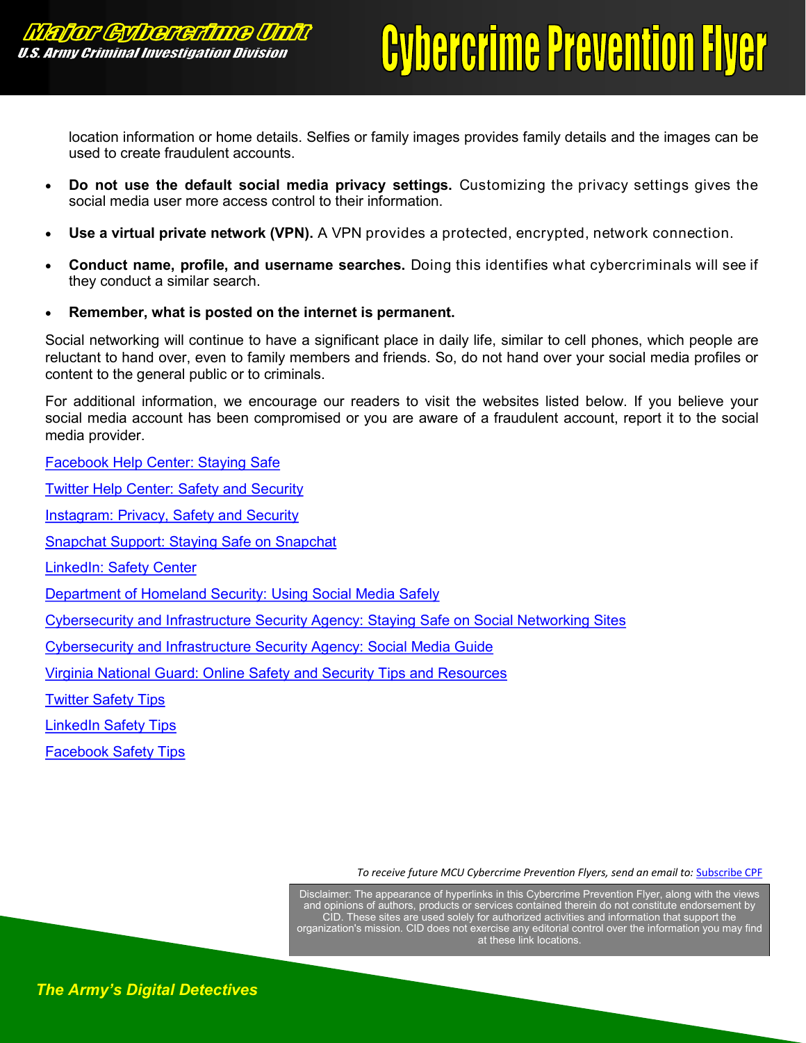location information or home details. Selfies or family images provides family details and the images can be used to create fraudulent accounts.

- **Do not use the default social media privacy settings.** Customizing the privacy settings gives the social media user more access control to their information.
- **Use a virtual private network (VPN).** A VPN provides a protected, encrypted, network connection.
- **Conduct name, profile, and username searches.** Doing this identifies what cybercriminals will see if they conduct a similar search.
- **Remember, what is posted on the internet is permanent.**

Social networking will continue to have a significant place in daily life, similar to cell phones, which people are reluctant to hand over, even to family members and friends. So, do not hand over your social media profiles or content to the general public or to criminals.

For additional information, we encourage our readers to visit the websites listed below. If you believe your social media account has been compromised or you are aware of a fraudulent account, report it to the social media provider.

Facebook Help Center: Staying Safe

Twitter Help Center: Safety and Security

Instagram: Privacy, Safety and Security

Snapchat Support: Staying Safe on Snapchat

LinkedIn: Safety Center

Department of Homeland Security: Using Social Media Safely

Cybersecurity and Infrastructure Security Agency: Staying Safe on Social Networking Sites

Cybersecurity and Infrastructure Security Agency: Social Media Guide

Virginia National Guard: Online Safety and Security Tips and Resources

Twitter Safety Tips

LinkedIn Safety Tips

Facebook Safety Tips

*To receive future MCU Cybercrime Prevention Flyers, send an email to:* Subscribe CPF

Disclaimer: The appearance of hyperlinks in this Cybercrime Prevention Flyer, along with the views and opinions of authors, products or services contained therein do not constitute endorsement by CID. These sites are used solely for authorized activities and information that support the organization's mission. CID does not exercise any editorial control over the information you may find at these link locations.